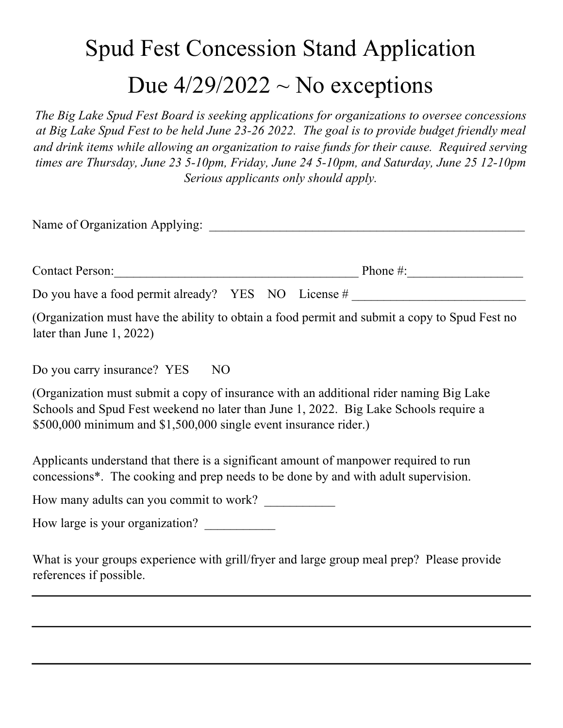# Spud Fest Concession Stand Application

# Due 4/29/2022 ~ No exceptions

*The Big Lake Spud Fest Board is seeking applications for organizations to oversee concessions at Big Lake Spud Fest to be held June 23-26 2022. The goal is to provide budget friendly meal and drink items while allowing an organization to raise funds for their cause. Required serving times are Thursday, June 23 5-10pm, Friday, June 24 5-10pm, and Saturday, June 25 12-10pm Serious applicants only should apply.*

Name of Organization Applying: ____________________________________________________

Contact Person:_______________________________________ Phone #:__________________

Do you have a food permit already? YES NO License # ___________________________

(Organization must have the ability to obtain a food permit and submit a copy to Spud Fest no later than June 1, 2022)

Do you carry insurance? YES NO

(Organization must submit a copy of insurance with an additional rider naming Big Lake Schools and Spud Fest weekend no later than June 1, 2022. Big Lake Schools require a $500,000 minimum and $1,500,000 single event insurance rider.)

Applicants understand that there is a significant amount of manpower required to run concessions*. The cooking and prep needs to be done by and with adult supervision.

How many adults can you commit to work? ___________

How large is your organization? ___________

What is your groups experience with grill/fryer and large group meal prep? Please provide references if possible.

______________________________________________________________________________

______________________________________________________________________________

______________________________________________________________________________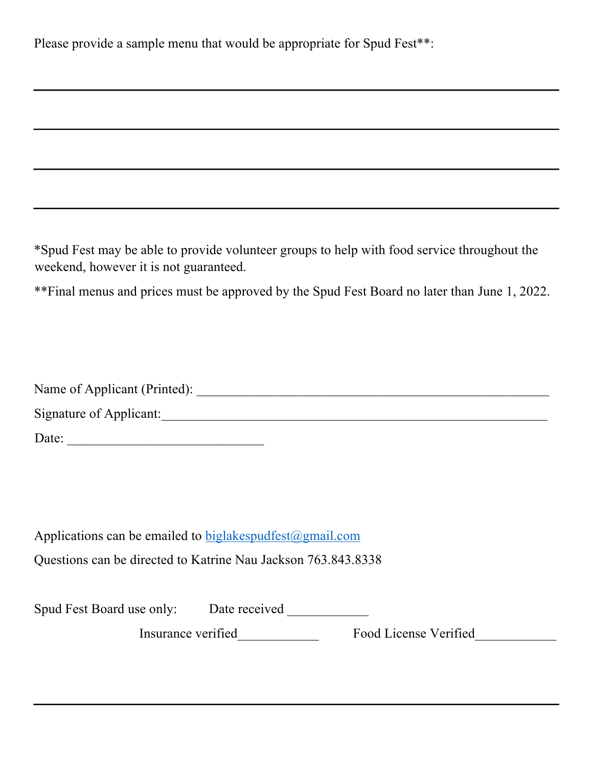Please provide a sample menu that would be appropriate for Spud Fest**:

______________________________________________________________________

______________________________________________________________________

______________________________________________________________________

______________________________________________________________________

*Spud Fest may be able to provide volunteer groups to help with food service throughout the weekend, however it is not guaranteed.

**Final menus and prices must be approved by the Spud Fest Board no later than June 1, 2022.

Name of Applicant (Printed): _______________________________________________________

Signature of Applicant:__________________________________________________________

Date: _____________________________

Applications can be emailed to biglakespudfest@gmail.com

Questions can be directed to Katrine Nau Jackson 763.843.8338

Spud Fest Board use only: Date received ____________

Insurance verified____________ Food License Verified____________